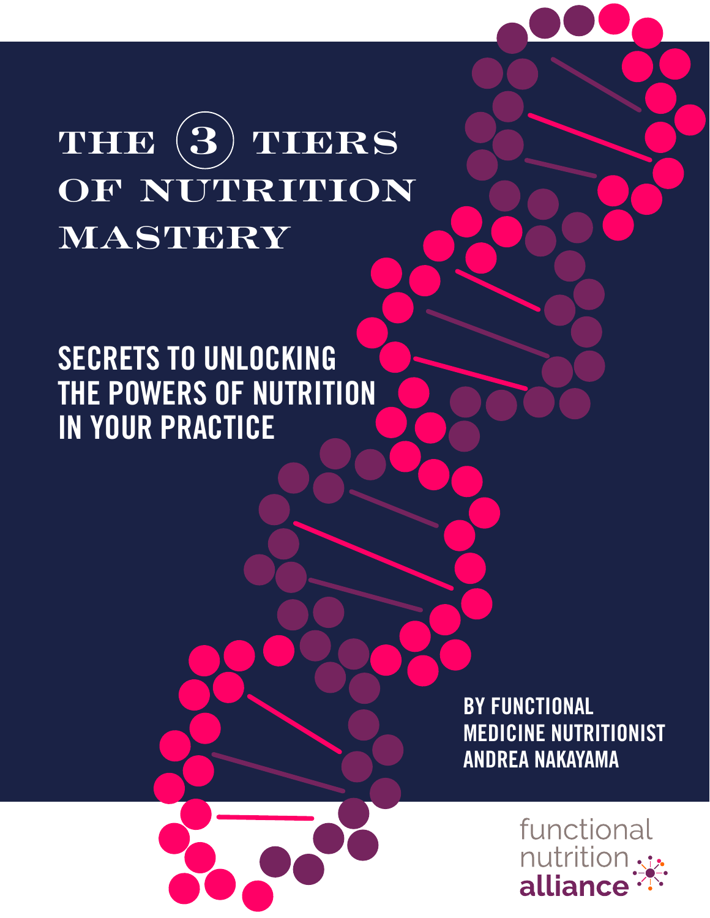# THE 3 TIERS OF NUTRITION MASTERY

## SECRETS TO UNLOCKING THE POWERS OF NUTRITION IN YOUR PRACTICE

BY FUNCTIONAL MEDICINE NUTRITIONIST ANDREA NAKAYAMA

functional nutrition **alliance**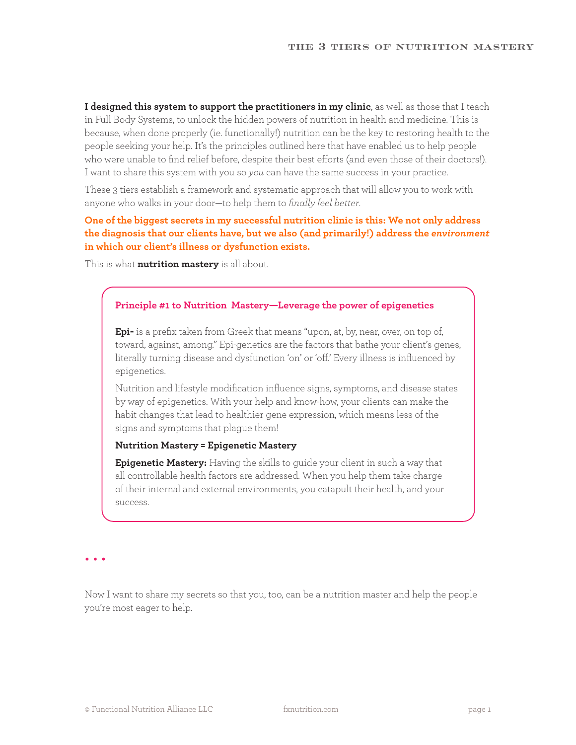**I designed this system to support the practitioners in my clinic**, as well as those that I teach in Full Body Systems, to unlock the hidden powers of nutrition in health and medicine. This is because, when done properly (ie. functionally!) nutrition can be the key to restoring health to the people seeking your help. It's the principles outlined here that have enabled us to help people who were unable to find relief before, despite their best efforts (and even those of their doctors!). I want to share this system with you so *you* can have the same success in your practice.

These 3 tiers establish a framework and systematic approach that will allow you to work with anyone who walks in your door—to help them to *finally feel better*.

**One of the biggest secrets in my successful nutrition clinic is this: We not only address the diagnosis that our clients have, but we also (and primarily!) address the *environment* in which our client's illness or dysfunction exists.**

This is what **nutrition mastery** is all about.

### Principle #1 to Nutrition Mastery—Leverage the power of epigenetics

**Epi-** is a prefix taken from Greek that means "upon, at, by, near, over, on top of, toward, against, among." Epi-genetics are the factors that bathe your client's genes, literally turning disease and dysfunction 'on' or 'off.' Every illness is influenced by epigenetics.

Nutrition and lifestyle modification influence signs, symptoms, and disease states by way of epigenetics. With your help and know-how, your clients can make the habit changes that lead to healthier gene expression, which means less of the signs and symptoms that plague them!

**Nutrition Mastery = Epigenetic Mastery**

**Epigenetic Mastery:** Having the skills to guide your client in such a way that all controllable health factors are addressed. When you help them take charge of their internal and external environments, you catapult their health, and your success.

• • •

Now I want to share my secrets so that you, too, can be a nutrition master and help the people you're most eager to help.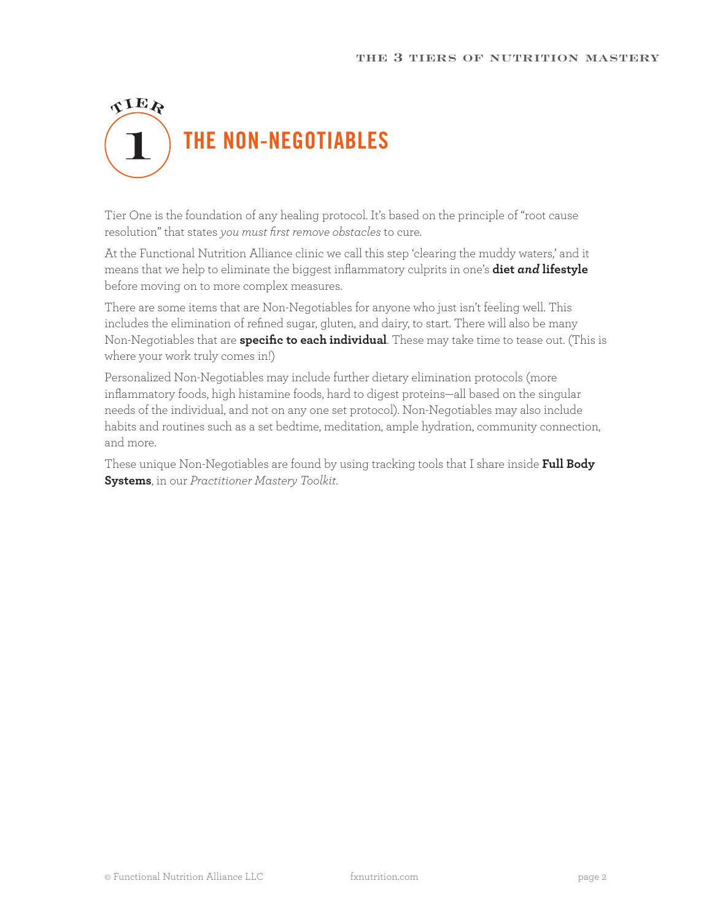# TIER 1 THE NON-NEGOTIABLES

Tier One is the foundation of any healing protocol. It's based on the principle of "root cause resolution" that states *you must first remove obstacles* to cure.

At the Functional Nutrition Alliance clinic we call this step 'clearing the muddy waters,' and it means that we help to eliminate the biggest inflammatory culprits in one's **diet *and* lifestyle** before moving on to more complex measures.

There are some items that are Non-Negotiables for anyone who just isn't feeling well. This includes the elimination of refined sugar, gluten, and dairy, to start. There will also be many Non-Negotiables that are **specific to each individual**. These may take time to tease out. (This is where your work truly comes in!)

Personalized Non-Negotiables may include further dietary elimination protocols (more inflammatory foods, high histamine foods, hard to digest proteins—all based on the singular needs of the individual, and not on any one set protocol). Non-Negotiables may also include habits and routines such as a set bedtime, meditation, ample hydration, community connection, and more.

These unique Non-Negotiables are found by using tracking tools that I share inside **Full Body Systems**, in our *Practitioner Mastery Toolkit*.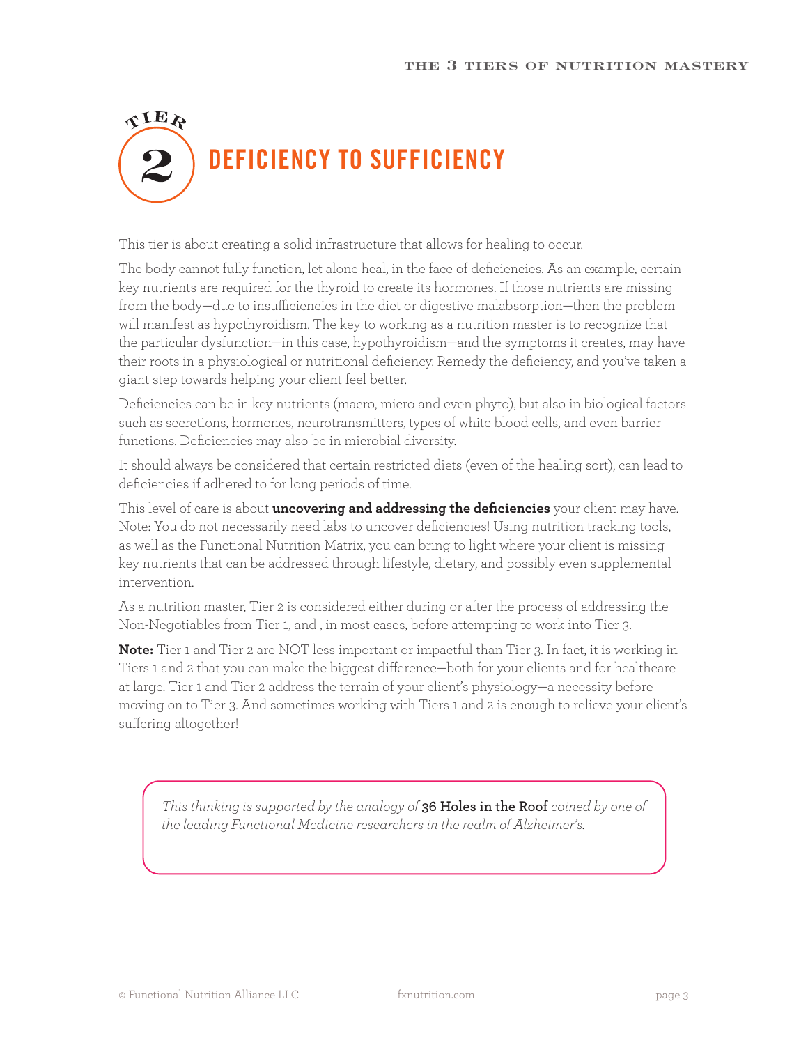# TIER 2 DEFICIENCY TO SUFFICIENCY

This tier is about creating a solid infrastructure that allows for healing to occur.

The body cannot fully function, let alone heal, in the face of deficiencies. As an example, certain key nutrients are required for the thyroid to create its hormones. If those nutrients are missing from the body—due to insufficiencies in the diet or digestive malabsorption—then the problem will manifest as hypothyroidism. The key to working as a nutrition master is to recognize that the particular dysfunction—in this case, hypothyroidism—and the symptoms it creates, may have their roots in a physiological or nutritional deficiency. Remedy the deficiency, and you've taken a giant step towards helping your client feel better.

Deficiencies can be in key nutrients (macro, micro and even phyto), but also in biological factors such as secretions, hormones, neurotransmitters, types of white blood cells, and even barrier functions. Deficiencies may also be in microbial diversity.

It should always be considered that certain restricted diets (even of the healing sort), can lead to deficiencies if adhered to for long periods of time.

This level of care is about **uncovering and addressing the deficiencies** your client may have. Note: You do not necessarily need labs to uncover deficiencies! Using nutrition tracking tools, as well as the Functional Nutrition Matrix, you can bring to light where your client is missing key nutrients that can be addressed through lifestyle, dietary, and possibly even supplemental intervention.

As a nutrition master, Tier 2 is considered either during or after the process of addressing the Non-Negotiables from Tier 1, and , in most cases, before attempting to work into Tier 3.

**Note:** Tier 1 and Tier 2 are NOT less important or impactful than Tier 3. In fact, it is working in Tiers 1 and 2 that you can make the biggest difference—both for your clients and for healthcare at large. Tier 1 and Tier 2 address the terrain of your client's physiology—a necessity before moving on to Tier 3. And sometimes working with Tiers 1 and 2 is enough to relieve your client's suffering altogether!

*This thinking is supported by the analogy of* **36 Holes in the Roof** *coined by one of the leading Functional Medicine researchers in the realm of Alzheimer's.*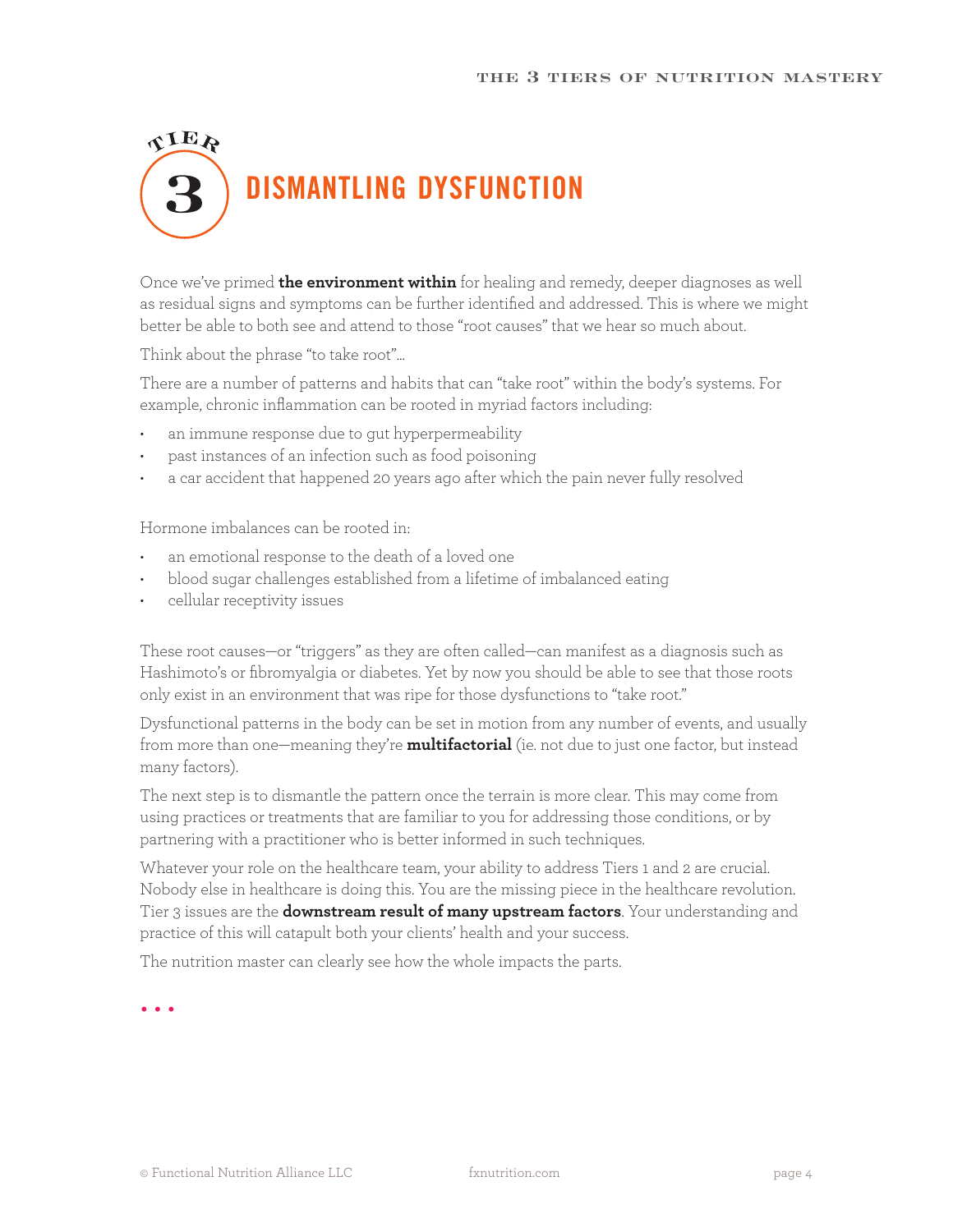# TIER 3 DISMANTLING DYSFUNCTION

Once we've primed **the environment within** for healing and remedy, deeper diagnoses as well as residual signs and symptoms can be further identified and addressed. This is where we might better be able to both see and attend to those "root causes" that we hear so much about.

Think about the phrase "to take root"…

There are a number of patterns and habits that can "take root" within the body's systems. For example, chronic inflammation can be rooted in myriad factors including:

- an immune response due to gut hyperpermeability
- past instances of an infection such as food poisoning
- a car accident that happened 20 years ago after which the pain never fully resolved

Hormone imbalances can be rooted in:

- an emotional response to the death of a loved one
- blood sugar challenges established from a lifetime of imbalanced eating
- cellular receptivity issues

These root causes—or "triggers" as they are often called—can manifest as a diagnosis such as Hashimoto's or fibromyalgia or diabetes. Yet by now you should be able to see that those roots only exist in an environment that was ripe for those dysfunctions to "take root."

Dysfunctional patterns in the body can be set in motion from any number of events, and usually from more than one—meaning they're **multifactorial** (ie. not due to just one factor, but instead many factors).

The next step is to dismantle the pattern once the terrain is more clear. This may come from using practices or treatments that are familiar to you for addressing those conditions, or by partnering with a practitioner who is better informed in such techniques.

Whatever your role on the healthcare team, your ability to address Tiers 1 and 2 are crucial. Nobody else in healthcare is doing this. You are the missing piece in the healthcare revolution. Tier 3 issues are the **downstream result of many upstream factors**. Your understanding and practice of this will catapult both your clients' health and your success.

The nutrition master can clearly see how the whole impacts the parts.

• • •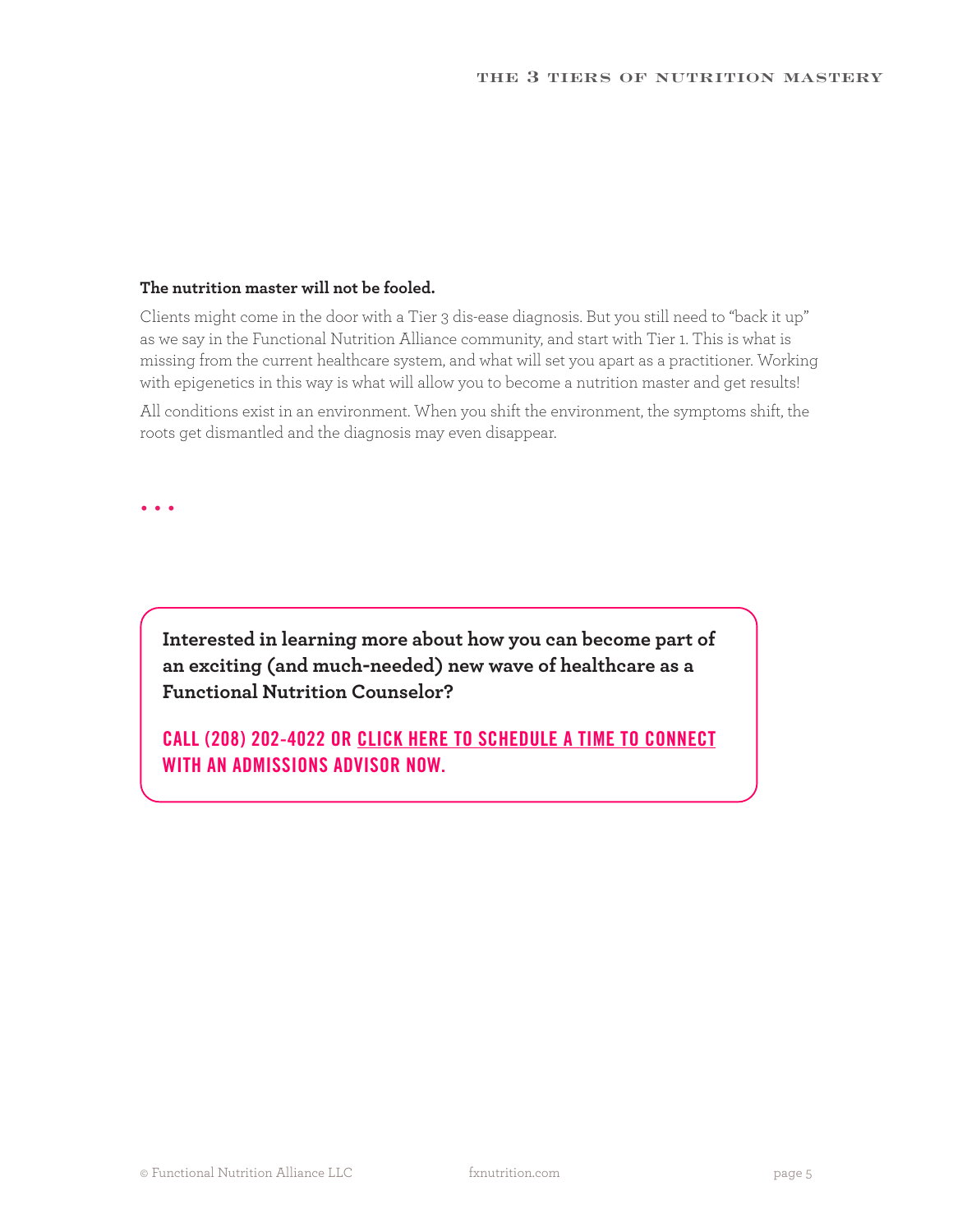**The nutrition master will not be fooled.**

Clients might come in the door with a Tier 3 dis-ease diagnosis. But you still need to "back it up" as we say in the Functional Nutrition Alliance community, and start with Tier 1. This is what is missing from the current healthcare system, and what will set you apart as a practitioner. Working with epigenetics in this way is what will allow you to become a nutrition master and get results!

All conditions exist in an environment. When you shift the environment, the symptoms shift, the roots get dismantled and the diagnosis may even disappear.

• • •

**Interested in learning more about how you can become part of an exciting (and much-needed) new wave of healthcare as a Functional Nutrition Counselor?**

**CALL (208) 202-4022 OR CLICK HERE TO SCHEDULE A TIME TO CONNECT WITH AN ADMISSIONS ADVISOR NOW.**